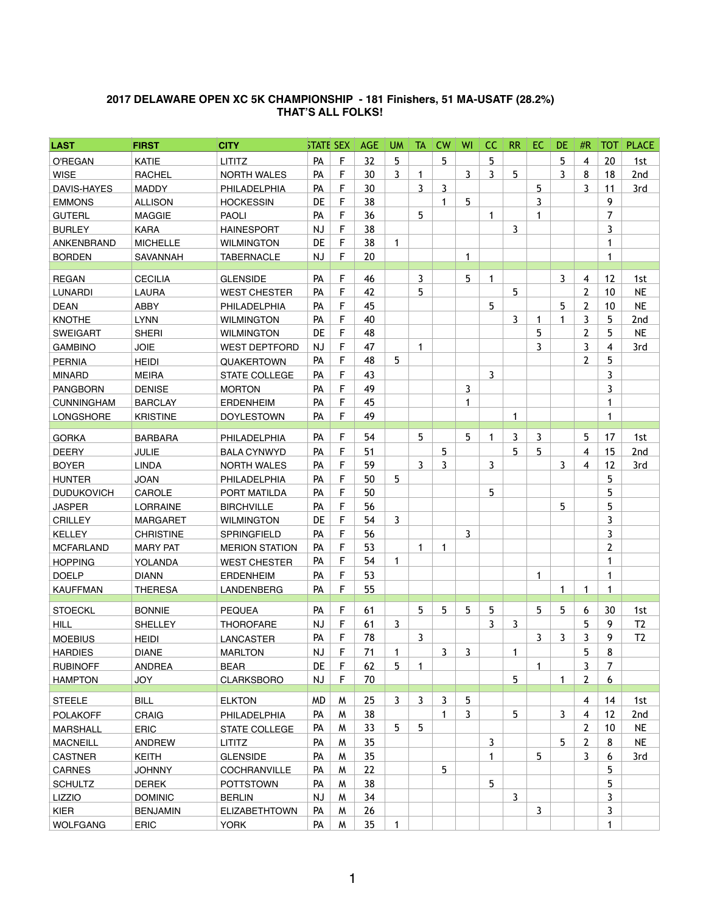**2017 DELAWARE OPEN XC 5K CHAMPIONSHIP - 181 Finishers, 51 MA-USATF (28.2%)**
**THAT'S ALL FOLKS!**

| LAST | FIRST | CITY | STATE | SEX | AGE | UM | TA | CW | WI | CC | RR | EC | DE | #R | TOT | PLACE |
|---|---|---|---|---|---|---|---|---|---|---|---|---|---|---|---|---|
| O'REGAN | KATIE | LITITZ | PA | F | 32 | 5 | | 5 | | 5 | | | 5 | 4 | 20 | 1st |
| WISE | RACHEL | NORTH WALES | PA | F | 30 | 3 | 1 | | 3 | 3 | 5 | | 3 | 8 | 18 | 2nd |
| DAVIS-HAYES | MADDY | PHILADELPHIA | PA | F | 30 | | 3 | 3 | | | | 5 | | 3 | 11 | 3rd |
| EMMONS | ALLISON | HOCKESSIN | DE | F | 38 | | | 1 | 5 | | | 3 | | | 9 | |
| GUTERL | MAGGIE | PAOLI | PA | F | 36 | | 5 | | | 1 | | 1 | | | 7 | |
| BURLEY | KARA | HAINESPORT | NJ | F | 38 | | | | | | 3 | | | | 3 | |
| ANKENBRAND | MICHELLE | WILMINGTON | DE | F | 38 | 1 | | | | | | | | | 1 | |
| BORDEN | SAVANNAH | TABERNACLE | NJ | F | 20 | | | | 1 | | | | | | 1 | |
| | | | | | | | | | | | | | | | | |
| REGAN | CECILIA | GLENSIDE | PA | F | 46 | | 3 | | 5 | 1 | | | 3 | 4 | 12 | 1st |
| LUNARDI | LAURA | WEST CHESTER | PA | F | 42 | | 5 | | | | 5 | | | 2 | 10 | NE |
| DEAN | ABBY | PHILADELPHIA | PA | F | 45 | | | | | 5 | | | 5 | 2 | 10 | NE |
| KNOTHE | LYNN | WILMINGTON | PA | F | 40 | | | | | | 3 | 1 | 1 | 3 | 5 | 2nd |
| SWEIGART | SHERI | WILMINGTON | DE | F | 48 | | | | | | | 5 | | 2 | 5 | NE |
| GAMBINO | JOIE | WEST DEPTFORD | NJ | F | 47 | | 1 | | | | | 3 | | 3 | 4 | 3rd |
| PERNIA | HEIDI | QUAKERTOWN | PA | F | 48 | 5 | | | | | | | | 2 | 5 | |
| MINARD | MEIRA | STATE COLLEGE | PA | F | 43 | | | | | 3 | | | | | 3 | |
| PANGBORN | DENISE | MORTON | PA | F | 49 | | | | 3 | | | | | | 3 | |
| CUNNINGHAM | BARCLAY | ERDENHEIM | PA | F | 45 | | | | 1 | | | | | | 1 | |
| LONGSHORE | KRISTINE | DOYLESTOWN | PA | F | 49 | | | | | | 1 | | | | 1 | |
| | | | | | | | | | | | | | | | | |
| GORKA | BARBARA | PHILADELPHIA | PA | F | 54 | | 5 | | 5 | 1 | 3 | 3 | | 5 | 17 | 1st |
| DEERY | JULIE | BALA CYNWYD | PA | F | 51 | | | 5 | | | 5 | 5 | | 4 | 15 | 2nd |
| BOYER | LINDA | NORTH WALES | PA | F | 59 | | 3 | 3 | | 3 | | | 3 | 4 | 12 | 3rd |
| HUNTER | JOAN | PHILADELPHIA | PA | F | 50 | 5 | | | | | | | | | 5 | |
| DUDUKOVICH | CAROLE | PORT MATILDA | PA | F | 50 | | | | | 5 | | | | | 5 | |
| JASPER | LORRAINE | BIRCHVILLE | PA | F | 56 | | | | | | | | 5 | | 5 | |
| CRILLEY | MARGARET | WILMINGTON | DE | F | 54 | 3 | | | | | | | | | 3 | |
| KELLEY | CHRISTINE | SPRINGFIELD | PA | F | 56 | | | | 3 | | | | | | 3 | |
| MCFARLAND | MARY PAT | MERION STATION | PA | F | 53 | | 1 | 1 | | | | | | | 2 | |
| HOPPING | YOLANDA | WEST CHESTER | PA | F | 54 | 1 | | | | | | | | | 1 | |
| DOELP | DIANN | ERDENHEIM | PA | F | 53 | | | | | | | 1 | | | 1 | |
| KAUFFMAN | THERESA | LANDENBERG | PA | F | 55 | | | | | | | | 1 | 1 | 1 | |
| | | | | | | | | | | | | | | | | |
| STOECKL | BONNIE | PEQUEA | PA | F | 61 | | 5 | 5 | 5 | 5 | | 5 | 5 | 6 | 30 | 1st |
| HILL | SHELLEY | THOROFARE | NJ | F | 61 | 3 | | | | 3 | 3 | | | 5 | 9 | T2 |
| MOEBIUS | HEIDI | LANCASTER | PA | F | 78 | | 3 | | | | | 3 | 3 | 3 | 9 | T2 |
| HARDIES | DIANE | MARLTON | NJ | F | 71 | 1 | | 3 | 3 | | 1 | | | 5 | 8 | |
| RUBINOFF | ANDREA | BEAR | DE | F | 62 | 5 | 1 | | | | | 1 | | 3 | 7 | |
| HAMPTON | JOY | CLARKSBORO | NJ | F | 70 | | | | | | 5 | | 1 | 2 | 6 | |
| | | | | | | | | | | | | | | | | |
| STEELE | BILL | ELKTON | MD | M | 25 | 3 | 3 | 3 | 5 | | | | | 4 | 14 | 1st |
| POLAKOFF | CRAIG | PHILADELPHIA | PA | M | 38 | | | 1 | 3 | | 5 | | 3 | 4 | 12 | 2nd |
| MARSHALL | ERIC | STATE COLLEGE | PA | M | 33 | 5 | 5 | | | | | | | 2 | 10 | NE |
| MACNEILL | ANDREW | LITITZ | PA | M | 35 | | | | | 3 | | | 5 | 2 | 8 | NE |
| CASTNER | KEITH | GLENSIDE | PA | M | 35 | | | | | 1 | | 5 | | 3 | 6 | 3rd |
| CARNES | JOHNNY | COCHRANVILLE | PA | M | 22 | | | 5 | | | | | | | 5 | |
| SCHULTZ | DEREK | POTTSTOWN | PA | M | 38 | | | | | 5 | | | | | 5 | |
| LIZZIO | DOMINIC | BERLIN | NJ | M | 34 | | | | | | 3 | | | | 3 | |
| KIER | BENJAMIN | ELIZABETHTOWN | PA | M | 26 | | | | | | | 3 | | | 3 | |
| WOLFGANG | ERIC | YORK | PA | M | 35 | 1 | | | | | | | | | 1 | |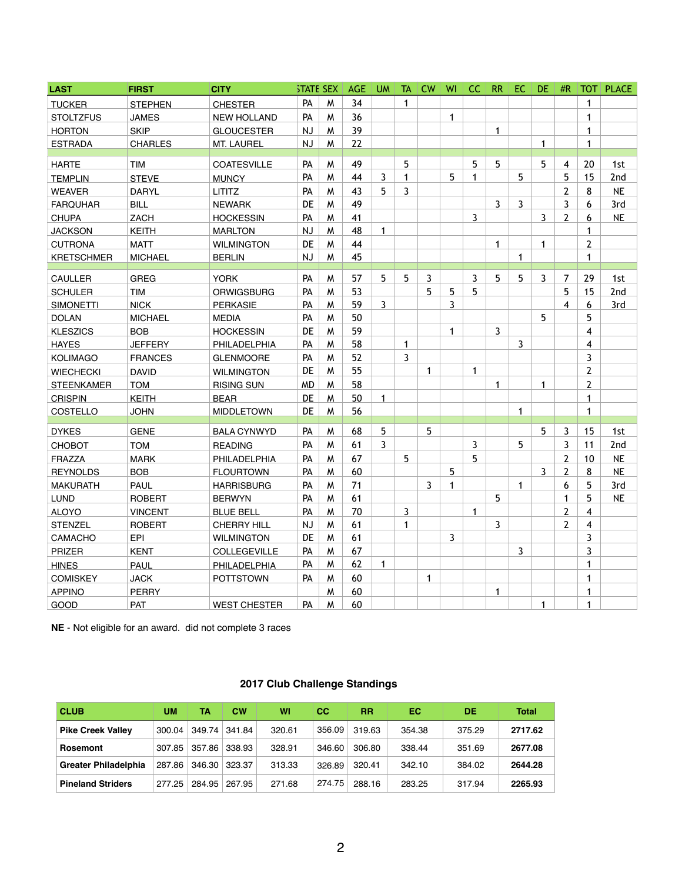| LAST | FIRST | CITY | STATE | SEX | AGE | UM | TA | CW | WI | CC | RR | EC | DE | #R | TOT | PLACE |
|---|---|---|---|---|---|---|---|---|---|---|---|---|---|---|---|---|
| TUCKER | STEPHEN | CHESTER | PA | M | 34 | | 1 | | | | | | | | 1 | |
| STOLTZFUS | JAMES | NEW HOLLAND | PA | M | 36 | | | | 1 | | | | | | 1 | |
| HORTON | SKIP | GLOUCESTER | NJ | M | 39 | | | | | | 1 | | | | 1 | |
| ESTRADA | CHARLES | MT. LAUREL | NJ | M | 22 | | | | | | | | 1 | | 1 | |
| | | | | | | | | | | | | | | | | |
| HARTE | TIM | COATESVILLE | PA | M | 49 | | 5 | | | 5 | 5 | | 5 | 4 | 20 | 1st |
| TEMPLIN | STEVE | MUNCY | PA | M | 44 | 3 | 1 | | 5 | 1 | | 5 | | 5 | 15 | 2nd |
| WEAVER | DARYL | LITITZ | PA | M | 43 | 5 | 3 | | | | | | | 2 | 8 | NE |
| FARQUHAR | BILL | NEWARK | DE | M | 49 | | | | | | 3 | 3 | | 3 | 6 | 3rd |
| CHUPA | ZACH | HOCKESSIN | PA | M | 41 | | | | | 3 | | | 3 | 2 | 6 | NE |
| JACKSON | KEITH | MARLTON | NJ | M | 48 | 1 | | | | | | | | | 1 | |
| CUTRONA | MATT | WILMINGTON | DE | M | 44 | | | | | | 1 | | 1 | | 2 | |
| KRETSCHMER | MICHAEL | BERLIN | NJ | M | 45 | | | | | | | 1 | | | 1 | |
| | | | | | | | | | | | | | | | | |
| CAULLER | GREG | YORK | PA | M | 57 | 5 | 5 | 3 | | 3 | 5 | 5 | 3 | 7 | 29 | 1st |
| SCHULER | TIM | ORWIGSBURG | PA | M | 53 | | | 5 | 5 | 5 | | | | 5 | 15 | 2nd |
| SIMONETTI | NICK | PERKASIE | PA | M | 59 | 3 | | | 3 | | | | | 4 | 6 | 3rd |
| DOLAN | MICHAEL | MEDIA | PA | M | 50 | | | | | | | | 5 | | 5 | |
| KLESZICS | BOB | HOCKESSIN | DE | M | 59 | | | | 1 | | 3 | | | | 4 | |
| HAYES | JEFFERY | PHILADELPHIA | PA | M | 58 | | 1 | | | | | 3 | | | 4 | |
| KOLIMAGO | FRANCES | GLENMOORE | PA | M | 52 | | 3 | | | | | | | | 3 | |
| WIECHECKI | DAVID | WILMINGTON | DE | M | 55 | | | 1 | | 1 | | | | | 2 | |
| STEENKAMER | TOM | RISING SUN | MD | M | 58 | | | | | | 1 | | 1 | | 2 | |
| CRISPIN | KEITH | BEAR | DE | M | 50 | 1 | | | | | | | | | 1 | |
| COSTELLO | JOHN | MIDDLETOWN | DE | M | 56 | | | | | | | 1 | | | 1 | |
| | | | | | | | | | | | | | | | | |
| DYKES | GENE | BALA CYNWYD | PA | M | 68 | 5 | | 5 | | | | | 5 | 3 | 15 | 1st |
| CHOBOT | TOM | READING | PA | M | 61 | 3 | | | | 3 | | 5 | | 3 | 11 | 2nd |
| FRAZZA | MARK | PHILADELPHIA | PA | M | 67 | | 5 | | | 5 | | | | 2 | 10 | NE |
| REYNOLDS | BOB | FLOURTOWN | PA | M | 60 | | | | 5 | | | | 3 | 2 | 8 | NE |
| MAKURATH | PAUL | HARRISBURG | PA | M | 71 | | | 3 | 1 | | | 1 | | 6 | 5 | 3rd |
| LUND | ROBERT | BERWYN | PA | M | 61 | | | | | | 5 | | | 1 | 5 | NE |
| ALOYO | VINCENT | BLUE BELL | PA | M | 70 | | 3 | | | 1 | | | | 2 | 4 | |
| STENZEL | ROBERT | CHERRY HILL | NJ | M | 61 | | 1 | | | | 3 | | | 2 | 4 | |
| CAMACHO | EPI | WILMINGTON | DE | M | 61 | | | | 3 | | | | | | 3 | |
| PRIZER | KENT | COLLEGEVILLE | PA | M | 67 | | | | | | | 3 | | | 3 | |
| HINES | PAUL | PHILADELPHIA | PA | M | 62 | 1 | | | | | | | | | 1 | |
| COMISKEY | JACK | POTTSTOWN | PA | M | 60 | | | 1 | | | | | | | 1 | |
| APPINO | PERRY | | | M | 60 | | | | | | 1 | | | | 1 | |
| GOOD | PAT | WEST CHESTER | PA | M | 60 | | | | | | | | 1 | | 1 | |

**NE** - Not eligible for an award. did not complete 3 races

## 2017 Club Challenge Standings

| CLUB | UM | TA | CW | WI | CC | RR | EC | DE | Total |
|---|---|---|---|---|---|---|---|---|---|
| **Pike Creek Valley** | 300.04 | 349.74 | 341.84 | 320.61 | 356.09 | 319.63 | 354.38 | 375.29 | **2717.62** |
| **Rosemont** | 307.85 | 357.86 | 338.93 | 328.91 | 346.60 | 306.80 | 338.44 | 351.69 | **2677.08** |
| **Greater Philadelphia** | 287.86 | 346.30 | 323.37 | 313.33 | 326.89 | 320.41 | 342.10 | 384.02 | **2644.28** |
| **Pineland Striders** | 277.25 | 284.95 | 267.95 | 271.68 | 274.75 | 288.16 | 283.25 | 317.94 | **2265.93** |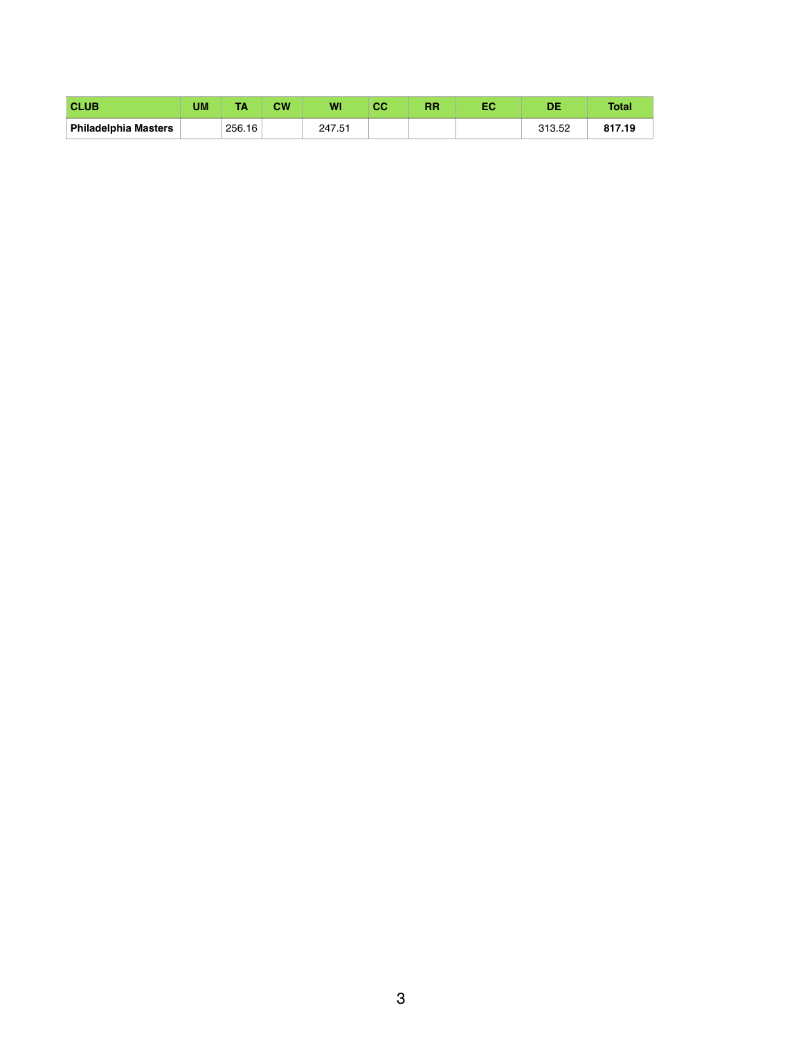| CLUB | UM | TA | CW | WI | CC | RR | EC | DE | Total |
|---|---|---|---|---|---|---|---|---|---|
| **Philadelphia Masters** | | 256.16 | | 247.51 | | | | 313.52 | **817.19** |